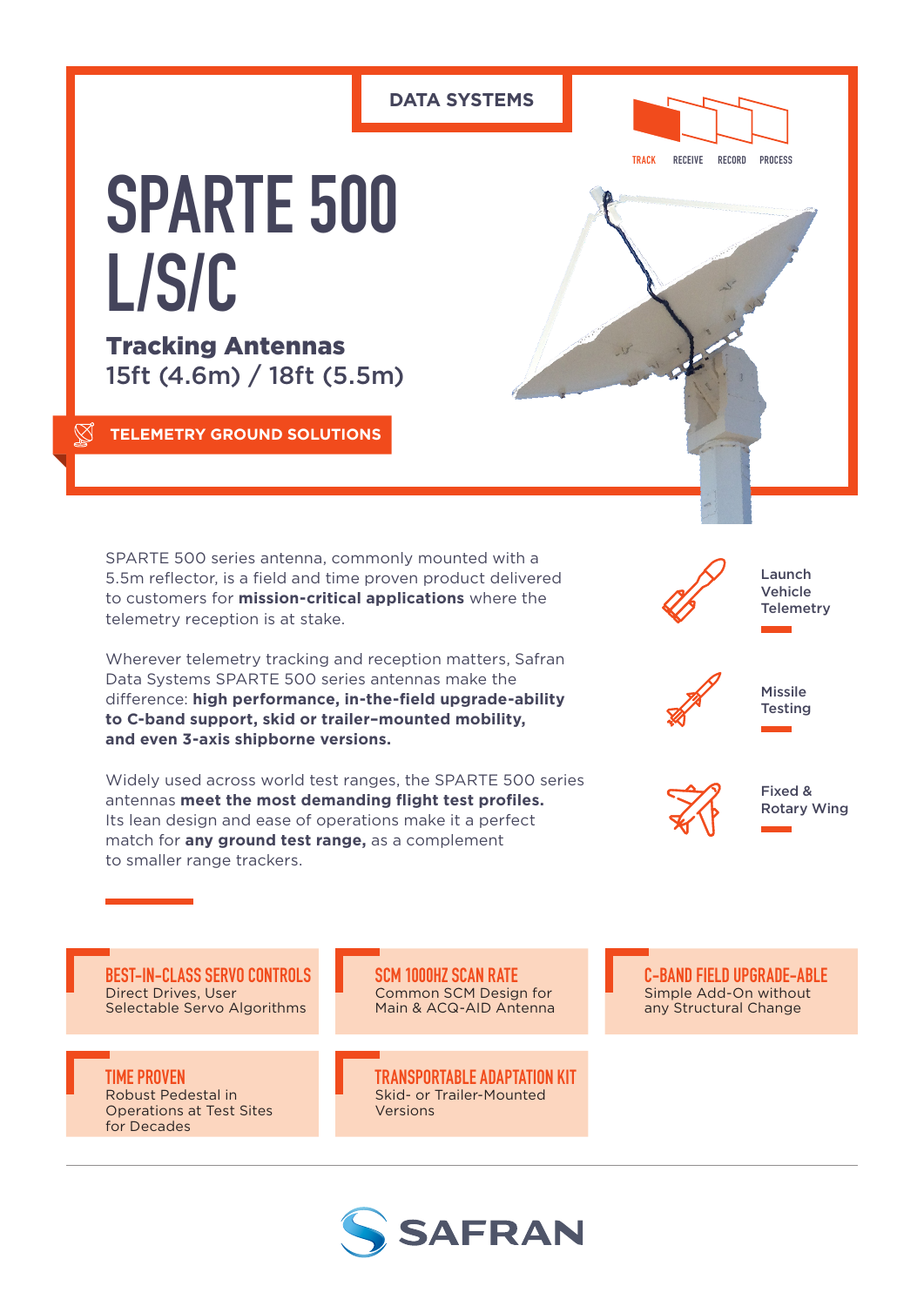DATA SYSTEMS

TRACK RECEIVE RECORD PROCESS

# SPARTE 500 L/S/C

## Tracking Antennas
15ft (4.6m) / 18ft (5.5m)

TELEMETRY GROUND SOLUTIONS

SPARTE 500 series antenna, commonly mounted with a 5.5m reflector, is a field and time proven product delivered to customers for **mission-critical applications** where the telemetry reception is at stake.

Wherever telemetry tracking and reception matters, Safran Data Systems SPARTE 500 series antennas make the difference: **high performance, in-the-field upgrade-ability to C-band support, skid or trailer-mounted mobility, and even 3-axis shipborne versions.**

Widely used across world test ranges, the SPARTE 500 series antennas **meet the most demanding flight test profiles.** Its lean design and ease of operations make it a perfect match for **any ground test range,** as a complement to smaller range trackers.

- Launch Vehicle Telemetry
- Missile Testing
- Fixed & Rotary Wing

**BEST-IN-CLASS SERVO CONTROLS**
Direct Drives, User Selectable Servo Algorithms

**SCM 1000HZ SCAN RATE**
Common SCM Design for Main & ACQ-AID Antenna

**C-BAND FIELD UPGRADE-ABLE**
Simple Add-On without any Structural Change

**TIME PROVEN**
Robust Pedestal in Operations at Test Sites for Decades

**TRANSPORTABLE ADAPTATION KIT**
Skid- or Trailer-Mounted Versions

SAFRAN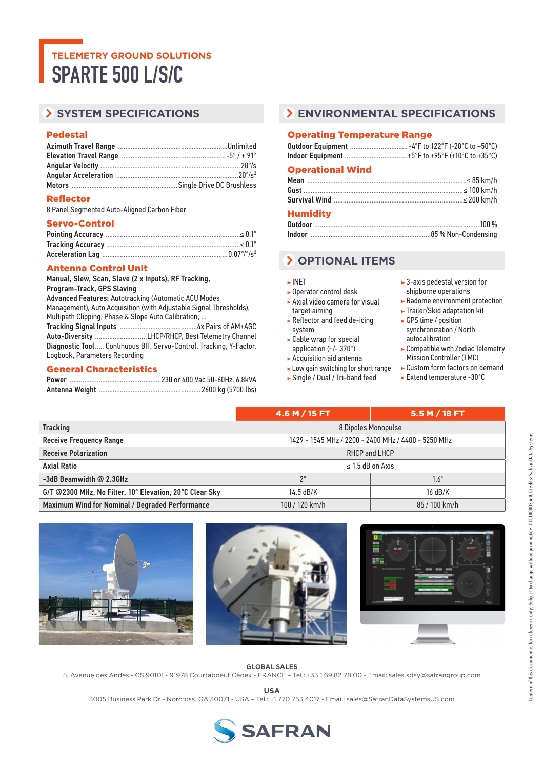TELEMETRY GROUND SOLUTIONS

# SPARTE 500 L/S/C

## SYSTEM SPECIFICATIONS

### Pedestal

**Azimuth Travel Range** ........ Unlimited
**Elevation Travel Range** ........ -5° / + 91°
**Angular Velocity** ........ 20°/s
**Angular Acceleration** ........ 20°/s²
**Motors** ........ Single Drive DC Brushless

### Reflector

8 Panel Segmented Auto-Aligned Carbon Fiber

### Servo-Control

**Pointing Accuracy** ........ ≤ 0.1°
**Tracking Accuracy** ........ ≤ 0.1°
**Acceleration Lag** ........ 0.07°/°/s²

### Antenna Control Unit

**Manual, Slew, Scan, Slave (2 x Inputs), RF Tracking, Program-Track, GPS Slaving**
**Advanced Features:** Autotracking (Automatic ACU Modes Management), Auto Acquisition (with Adjustable Signal Thresholds), Multipath Clipping, Phase & Slope Auto Calibration, ...
**Tracking Signal Inputs** ........ 4x Pairs of AM+AGC
**Auto-Diversity** ........ LHCP/RHCP, Best Telemetry Channel
**Diagnostic Tool** ..... Continuous BIT, Servo-Control, Tracking, Y-Factor, Logbook, Parameters Recording

### General Characteristics

**Power** ........ 230 or 400 Vac 50-60Hz. 6.8kVA
**Antenna Weight** ........ 2600 kg (5700 lbs)

## ENVIRONMENTAL SPECIFICATIONS

### Operating Temperature Range

**Outdoor Equipment** ........ -4°F to 122°F (-20°C to +50°C)
**Indoor Equipment** ........ +5°F to +95°F (+10°C to +35°C)

### Operational Wind

**Mean** ........ ≤ 85 km/h
**Gust** ........ ≤ 100 km/h
**Survival Wind** ........ ≤ 200 km/h

### Humidity

**Outdoor** ........ 100 %
**Indoor** ........ 85 % Non-Condensing

## OPTIONAL ITEMS

- INET
- Operator control desk
- Axial video camera for visual target aiming
- Reflector and feed de-icing system
- Cable wrap for special application (+/- 370°)
- Acquisition aid antenna
- Low gain switching for short range
- Single / Dual / Tri-band feed
- 3-axis pedestal version for shipborne operations
- Radome environment protection
- Trailer/Skid adaptation kit
- GPS time / position synchronization / North autocalibration
- Compatible with Zodiac Telemetry Mission Controller (TMC)
- Custom form factors on demand
- Extend temperature -30°C

| | 4.6 M / 15 FT | 5.5 M / 18 FT |
|---|---|---|
| Tracking | 8 Dipoles Monopulse | |
| Receive Frequency Range | 1429 - 1545 MHz / 2200 - 2400 MHz / 4400 - 5250 MHz | |
| Receive Polarization | RHCP and LHCP | |
| Axial Ratio | ≤ 1.5 dB on Axis | |
| -3dB Beamwidth @ 2.3GHz | 2° | 1.6° |
| G/T @2300 MHz, No Filter, 10° Elevation, 20°C Clear Sky | 14.5 dB/K | 16 dB/K |
| Maximum Wind for Nominal / Degraded Performance | 100 / 120 km/h | 85 / 100 km/h |

**GLOBAL SALES**
5, Avenue des Andes - CS 90101 - 91978 Courtaboeuf Cedex - FRANCE - Tel.: +33 1 69 82 78 00 - Email: sales.sdsy@safrangroup.com

**USA**
3005 Business Park Dr - Norcross, GA 30071 - USA – Tel.: +1 770 753 4017 - Email: sales@SafranDataSystemsUS.com

SAFRAN

Content of this document is for reference only. Subject to change without prior notice. COL100003.4.0. Credits: Safran Data Systems